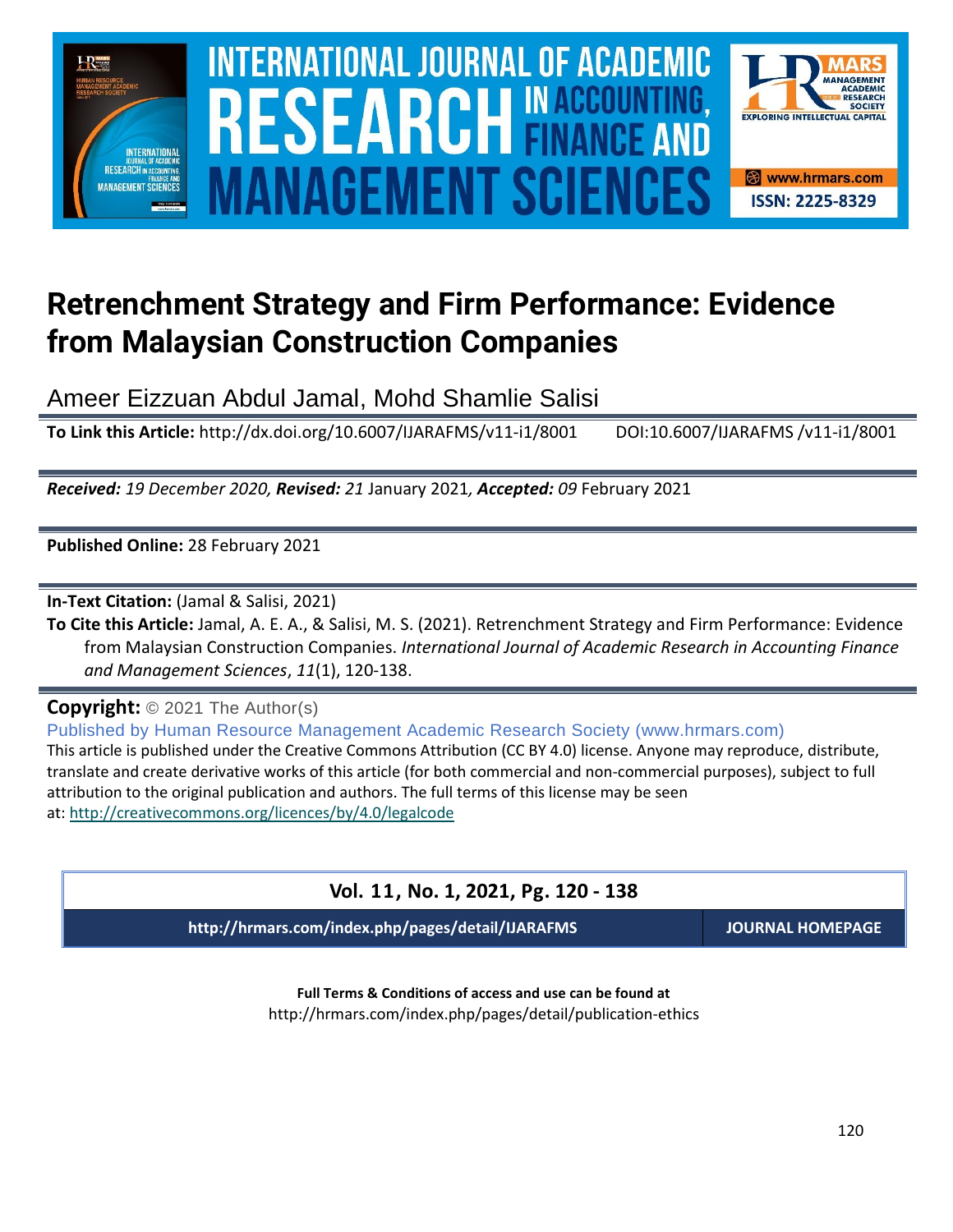# Retrenchment Strategy and Firm Performance: Evidence from Malaysian Construction Companies

Ameer Eizzuan Abdul Jamal, Mohd Shamlie Salisi

**To Link this Article:** http://dx.doi.org/10.6007/IJARAFMS/v11-i1/8001 DOI:10.6007/IJARAFMS /v11-i1/8001

***Received:** 19 December 2020, **Revised:** 21* January 2021*, **Accepted:** 09* February 2021

**Published Online:** 28 February 2021

**In-Text Citation:** (Jamal & Salisi, 2021)

**To Cite this Article:** Jamal, A. E. A., & Salisi, M. S. (2021). Retrenchment Strategy and Firm Performance: Evidence from Malaysian Construction Companies. *International Journal of Academic Research in Accounting Finance and Management Sciences*, *11*(1), 120-138.

**Copyright:** © 2021 The Author(s)

Published by Human Resource Management Academic Research Society (www.hrmars.com)

This article is published under the Creative Commons Attribution (CC BY 4.0) license. Anyone may reproduce, distribute, translate and create derivative works of this article (for both commercial and non-commercial purposes), subject to full attribution to the original publication and authors. The full terms of this license may be seen at: http://creativecommons.org/licences/by/4.0/legalcode

**Vol. 11, No. 1, 2021, Pg. 120 - 138**

**http://hrmars.com/index.php/pages/detail/IJARAFMS** **JOURNAL HOMEPAGE**

**Full Terms & Conditions of access and use can be found at**
http://hrmars.com/index.php/pages/detail/publication-ethics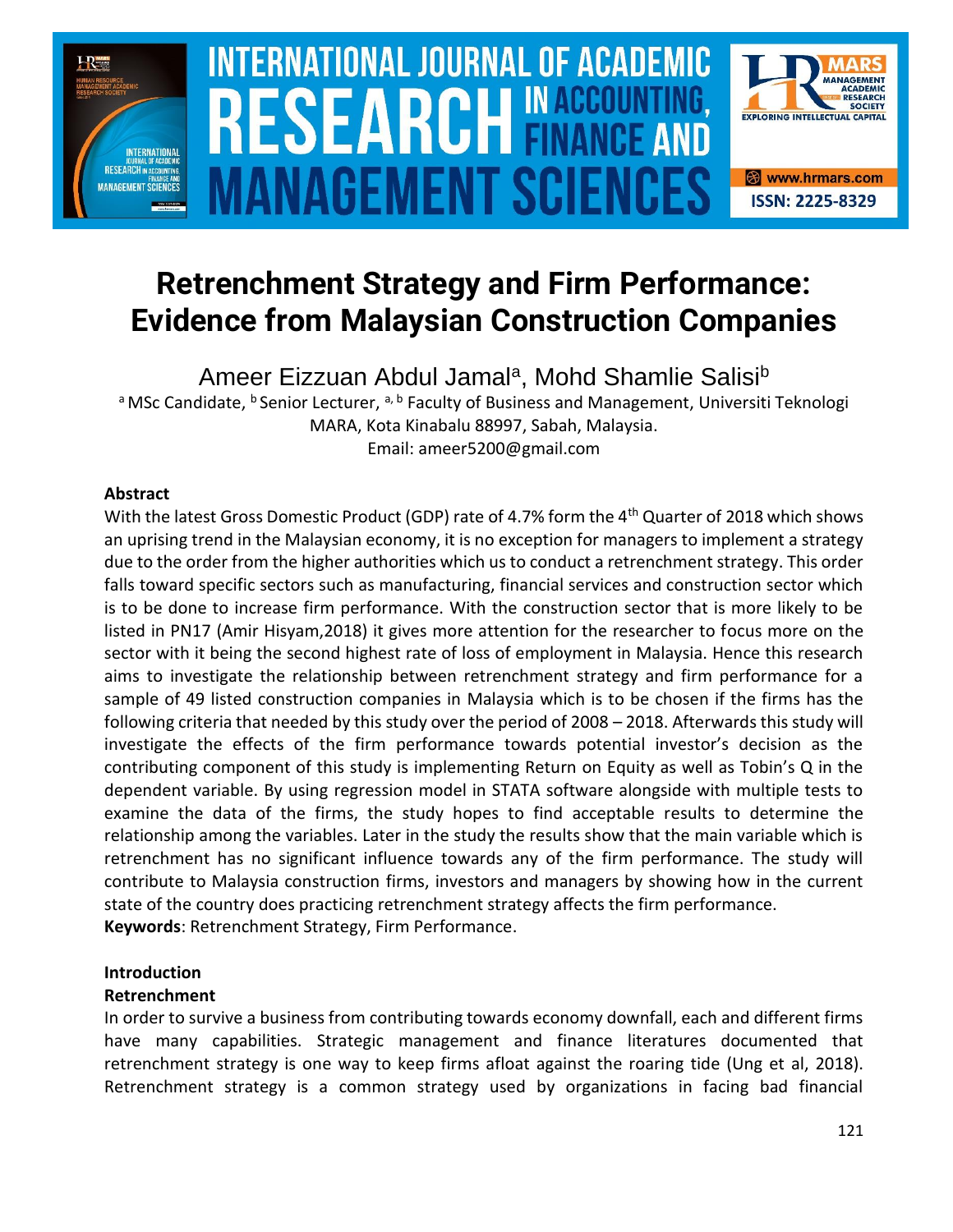# Retrenchment Strategy and Firm Performance: Evidence from Malaysian Construction Companies

Ameer Eizzuan Abdul Jamal[a], Mohd Shamlie Salisi[b]

[a] MSc Candidate, [b] Senior Lecturer, [a, b] Faculty of Business and Management, Universiti Teknologi MARA, Kota Kinabalu 88997, Sabah, Malaysia.
Email: ameer5200@gmail.com

### Abstract

With the latest Gross Domestic Product (GDP) rate of 4.7% form the 4th Quarter of 2018 which shows an uprising trend in the Malaysian economy, it is no exception for managers to implement a strategy due to the order from the higher authorities which us to conduct a retrenchment strategy. This order falls toward specific sectors such as manufacturing, financial services and construction sector which is to be done to increase firm performance. With the construction sector that is more likely to be listed in PN17 (Amir Hisyam,2018) it gives more attention for the researcher to focus more on the sector with it being the second highest rate of loss of employment in Malaysia. Hence this research aims to investigate the relationship between retrenchment strategy and firm performance for a sample of 49 listed construction companies in Malaysia which is to be chosen if the firms has the following criteria that needed by this study over the period of 2008 – 2018. Afterwards this study will investigate the effects of the firm performance towards potential investor's decision as the contributing component of this study is implementing Return on Equity as well as Tobin's Q in the dependent variable. By using regression model in STATA software alongside with multiple tests to examine the data of the firms, the study hopes to find acceptable results to determine the relationship among the variables. Later in the study the results show that the main variable which is retrenchment has no significant influence towards any of the firm performance. The study will contribute to Malaysia construction firms, investors and managers by showing how in the current state of the country does practicing retrenchment strategy affects the firm performance.

**Keywords**: Retrenchment Strategy, Firm Performance.

### Introduction

#### Retrenchment

In order to survive a business from contributing towards economy downfall, each and different firms have many capabilities. Strategic management and finance literatures documented that retrenchment strategy is one way to keep firms afloat against the roaring tide (Ung et al, 2018). Retrenchment strategy is a common strategy used by organizations in facing bad financial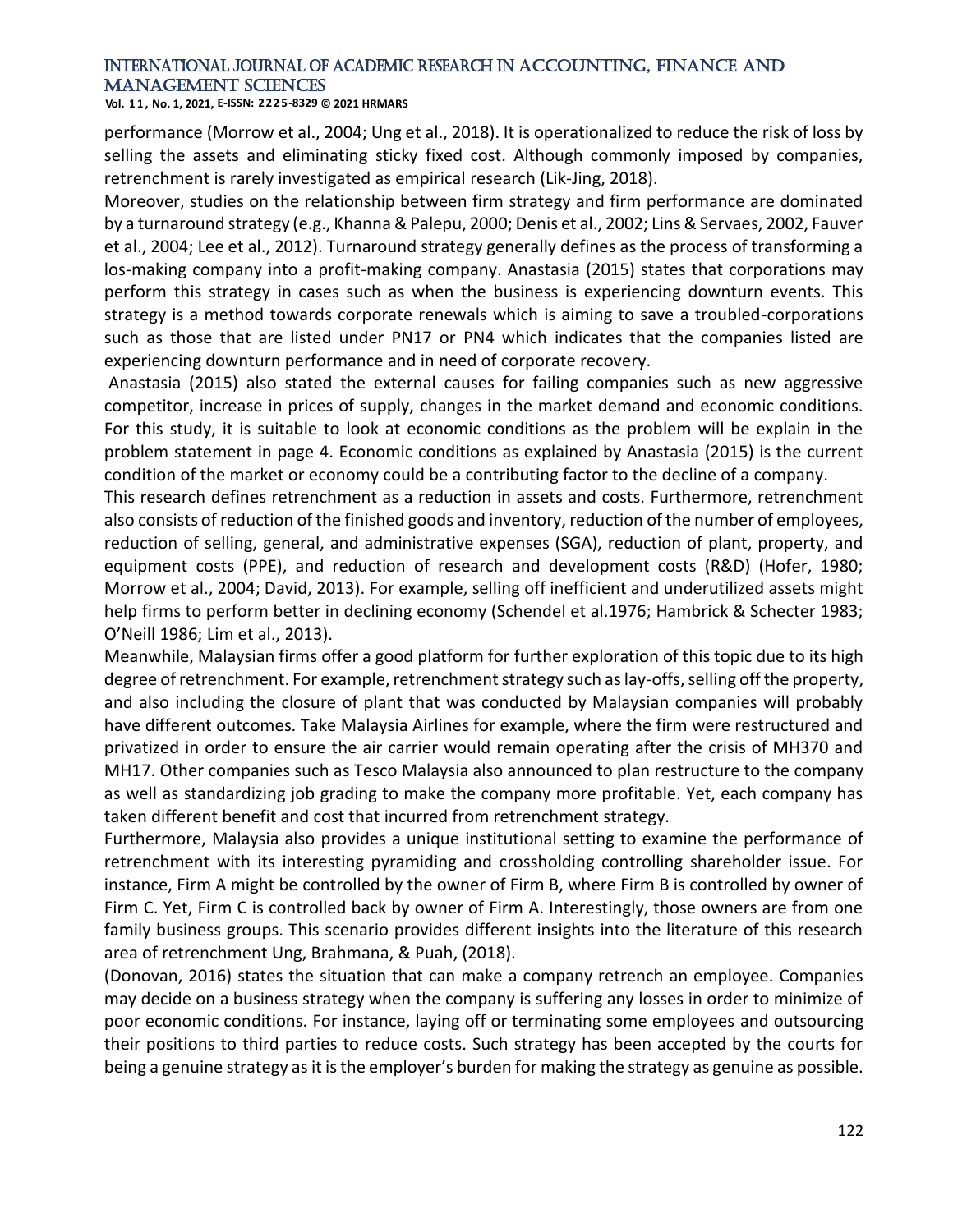performance (Morrow et al., 2004; Ung et al., 2018). It is operationalized to reduce the risk of loss by selling the assets and eliminating sticky fixed cost. Although commonly imposed by companies, retrenchment is rarely investigated as empirical research (Lik-Jing, 2018).

Moreover, studies on the relationship between firm strategy and firm performance are dominated by a turnaround strategy (e.g., Khanna & Palepu, 2000; Denis et al., 2002; Lins & Servaes, 2002, Fauver et al., 2004; Lee et al., 2012). Turnaround strategy generally defines as the process of transforming a los-making company into a profit-making company. Anastasia (2015) states that corporations may perform this strategy in cases such as when the business is experiencing downturn events. This strategy is a method towards corporate renewals which is aiming to save a troubled-corporations such as those that are listed under PN17 or PN4 which indicates that the companies listed are experiencing downturn performance and in need of corporate recovery.

Anastasia (2015) also stated the external causes for failing companies such as new aggressive competitor, increase in prices of supply, changes in the market demand and economic conditions. For this study, it is suitable to look at economic conditions as the problem will be explain in the problem statement in page 4. Economic conditions as explained by Anastasia (2015) is the current condition of the market or economy could be a contributing factor to the decline of a company.

This research defines retrenchment as a reduction in assets and costs. Furthermore, retrenchment also consists of reduction of the finished goods and inventory, reduction of the number of employees, reduction of selling, general, and administrative expenses (SGA), reduction of plant, property, and equipment costs (PPE), and reduction of research and development costs (R&D) (Hofer, 1980; Morrow et al., 2004; David, 2013). For example, selling off inefficient and underutilized assets might help firms to perform better in declining economy (Schendel et al.1976; Hambrick & Schecter 1983; O'Neill 1986; Lim et al., 2013).

Meanwhile, Malaysian firms offer a good platform for further exploration of this topic due to its high degree of retrenchment. For example, retrenchment strategy such as lay-offs, selling off the property, and also including the closure of plant that was conducted by Malaysian companies will probably have different outcomes. Take Malaysia Airlines for example, where the firm were restructured and privatized in order to ensure the air carrier would remain operating after the crisis of MH370 and MH17. Other companies such as Tesco Malaysia also announced to plan restructure to the company as well as standardizing job grading to make the company more profitable. Yet, each company has taken different benefit and cost that incurred from retrenchment strategy.

Furthermore, Malaysia also provides a unique institutional setting to examine the performance of retrenchment with its interesting pyramiding and crossholding controlling shareholder issue. For instance, Firm A might be controlled by the owner of Firm B, where Firm B is controlled by owner of Firm C. Yet, Firm C is controlled back by owner of Firm A. Interestingly, those owners are from one family business groups. This scenario provides different insights into the literature of this research area of retrenchment Ung, Brahmana, & Puah, (2018).

(Donovan, 2016) states the situation that can make a company retrench an employee. Companies may decide on a business strategy when the company is suffering any losses in order to minimize of poor economic conditions. For instance, laying off or terminating some employees and outsourcing their positions to third parties to reduce costs. Such strategy has been accepted by the courts for being a genuine strategy as it is the employer's burden for making the strategy as genuine as possible.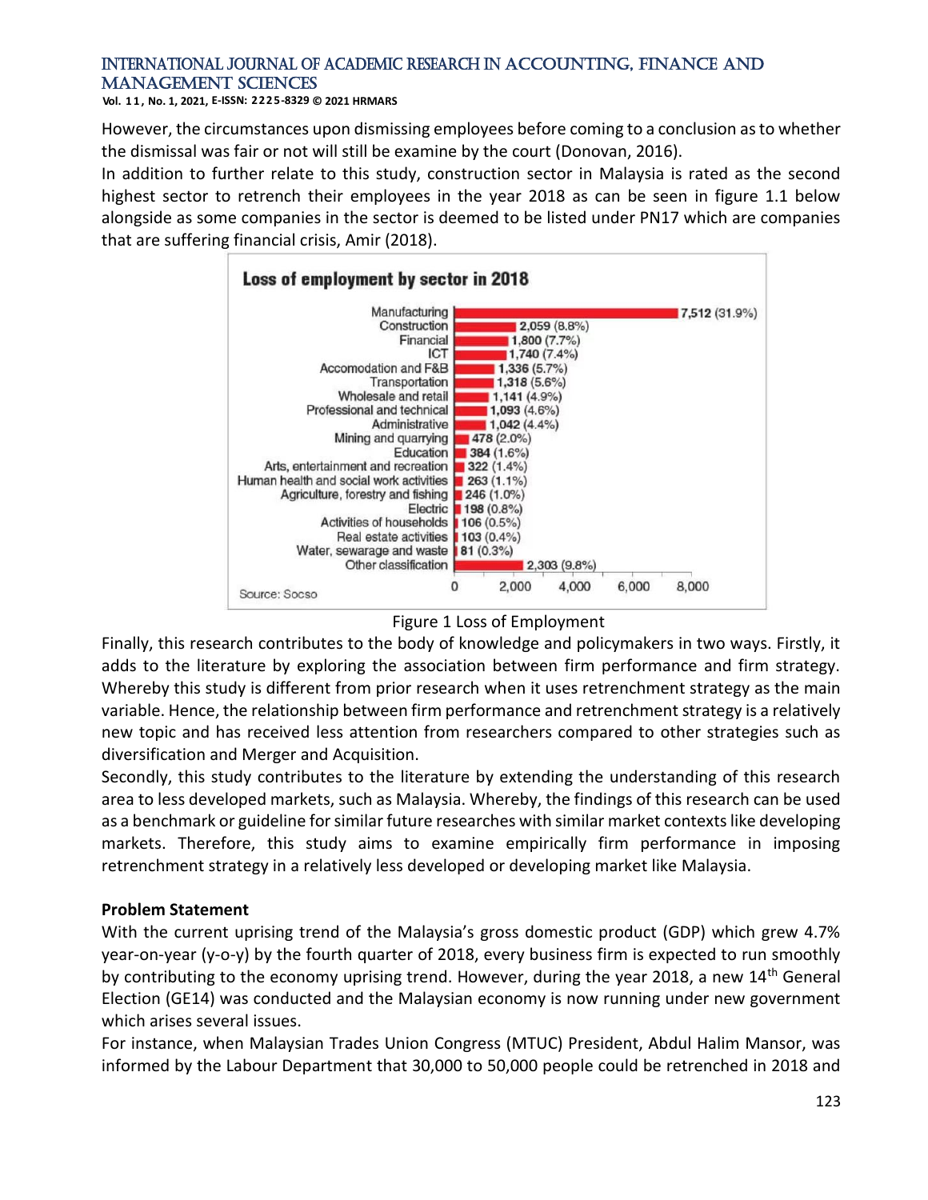However, the circumstances upon dismissing employees before coming to a conclusion as to whether the dismissal was fair or not will still be examine by the court (Donovan, 2016).

In addition to further relate to this study, construction sector in Malaysia is rated as the second highest sector to retrench their employees in the year 2018 as can be seen in figure 1.1 below alongside as some companies in the sector is deemed to be listed under PN17 which are companies that are suffering financial crisis, Amir (2018).

**Loss of employment by sector in 2018**

| Sector | Loss of employment |
| --- | --- |
| Manufacturing | 7,512 (31.9%) |
| Construction | 2,059 (8.8%) |
| Financial | 1,800 (7.7%) |
| ICT | 1,740 (7.4%) |
| Accomodation and F&B | 1,336 (5.7%) |
| Transportation | 1,318 (5.6%) |
| Wholesale and retail | 1,141 (4.9%) |
| Professional and technical | 1,093 (4.6%) |
| Administrative | 1,042 (4.4%) |
| Mining and quarrying | 478 (2.0%) |
| Education | 384 (1.6%) |
| Arts, entertainment and recreation | 322 (1.4%) |
| Human health and social work activities | 263 (1.1%) |
| Agriculture, forestry and fishing | 246 (1.0%) |
| Electric | 198 (0.8%) |
| Activities of households | 106 (0.5%) |
| Real estate activities | 103 (0.4%) |
| Water, sewarage and waste | 81 (0.3%) |
| Other classification | 2,303 (9.8%) |

Source: Socso

Figure 1 Loss of Employment

Finally, this research contributes to the body of knowledge and policymakers in two ways. Firstly, it adds to the literature by exploring the association between firm performance and firm strategy. Whereby this study is different from prior research when it uses retrenchment strategy as the main variable. Hence, the relationship between firm performance and retrenchment strategy is a relatively new topic and has received less attention from researchers compared to other strategies such as diversification and Merger and Acquisition.

Secondly, this study contributes to the literature by extending the understanding of this research area to less developed markets, such as Malaysia. Whereby, the findings of this research can be used as a benchmark or guideline for similar future researches with similar market contexts like developing markets. Therefore, this study aims to examine empirically firm performance in imposing retrenchment strategy in a relatively less developed or developing market like Malaysia.

**Problem Statement**

With the current uprising trend of the Malaysia's gross domestic product (GDP) which grew 4.7% year-on-year (y-o-y) by the fourth quarter of 2018, every business firm is expected to run smoothly by contributing to the economy uprising trend. However, during the year 2018, a new 14th General Election (GE14) was conducted and the Malaysian economy is now running under new government which arises several issues.

For instance, when Malaysian Trades Union Congress (MTUC) President, Abdul Halim Mansor, was informed by the Labour Department that 30,000 to 50,000 people could be retrenched in 2018 and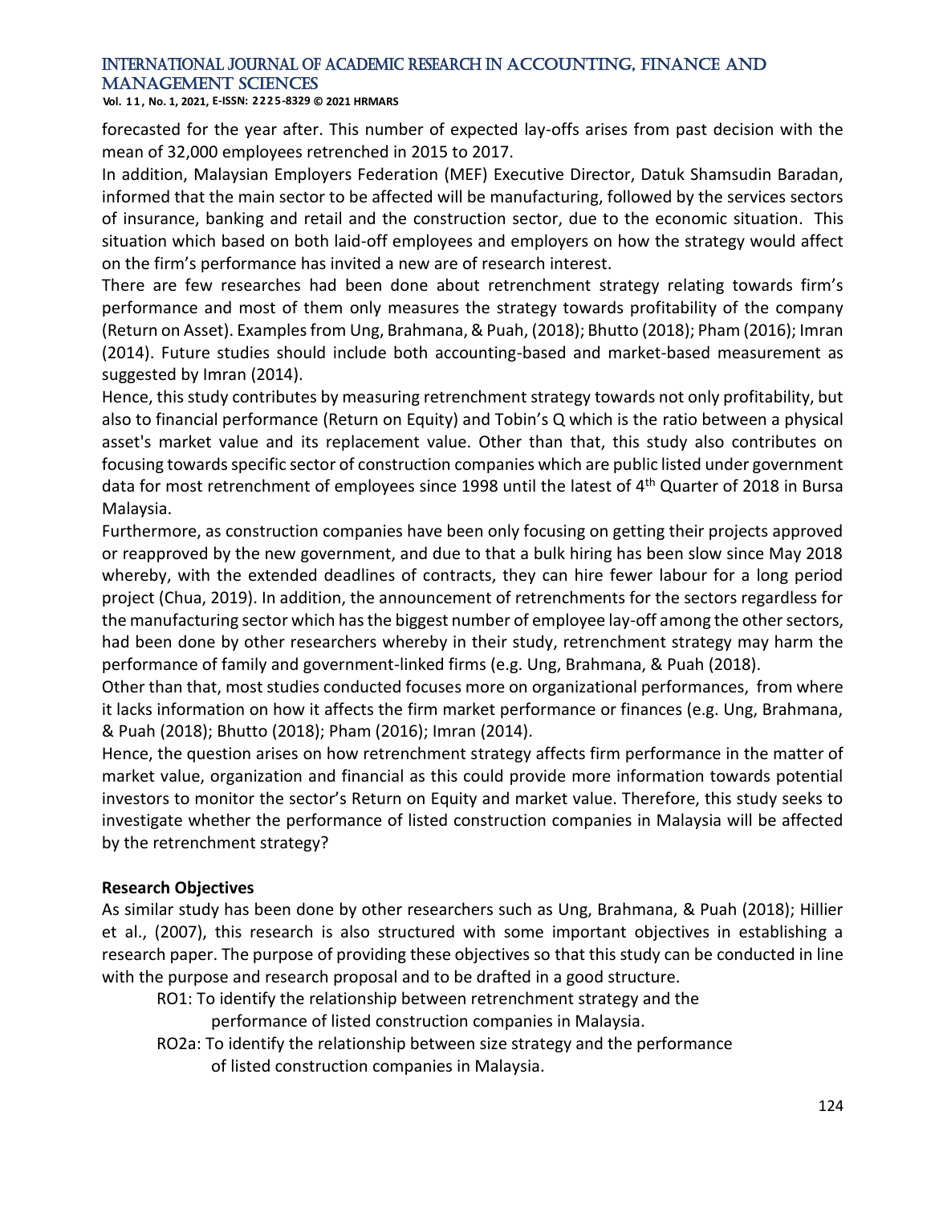forecasted for the year after. This number of expected lay-offs arises from past decision with the mean of 32,000 employees retrenched in 2015 to 2017.

In addition, Malaysian Employers Federation (MEF) Executive Director, Datuk Shamsudin Baradan, informed that the main sector to be affected will be manufacturing, followed by the services sectors of insurance, banking and retail and the construction sector, due to the economic situation. This situation which based on both laid-off employees and employers on how the strategy would affect on the firm's performance has invited a new are of research interest.

There are few researches had been done about retrenchment strategy relating towards firm's performance and most of them only measures the strategy towards profitability of the company (Return on Asset). Examples from Ung, Brahmana, & Puah, (2018); Bhutto (2018); Pham (2016); Imran (2014). Future studies should include both accounting-based and market-based measurement as suggested by Imran (2014).

Hence, this study contributes by measuring retrenchment strategy towards not only profitability, but also to financial performance (Return on Equity) and Tobin's Q which is the ratio between a physical asset's market value and its replacement value. Other than that, this study also contributes on focusing towards specific sector of construction companies which are public listed under government data for most retrenchment of employees since 1998 until the latest of 4th Quarter of 2018 in Bursa Malaysia.

Furthermore, as construction companies have been only focusing on getting their projects approved or reapproved by the new government, and due to that a bulk hiring has been slow since May 2018 whereby, with the extended deadlines of contracts, they can hire fewer labour for a long period project (Chua, 2019). In addition, the announcement of retrenchments for the sectors regardless for the manufacturing sector which has the biggest number of employee lay-off among the other sectors, had been done by other researchers whereby in their study, retrenchment strategy may harm the performance of family and government-linked firms (e.g. Ung, Brahmana, & Puah (2018).

Other than that, most studies conducted focuses more on organizational performances, from where it lacks information on how it affects the firm market performance or finances (e.g. Ung, Brahmana, & Puah (2018); Bhutto (2018); Pham (2016); Imran (2014).

Hence, the question arises on how retrenchment strategy affects firm performance in the matter of market value, organization and financial as this could provide more information towards potential investors to monitor the sector's Return on Equity and market value. Therefore, this study seeks to investigate whether the performance of listed construction companies in Malaysia will be affected by the retrenchment strategy?

**Research Objectives**

As similar study has been done by other researchers such as Ung, Brahmana, & Puah (2018); Hillier et al., (2007), this research is also structured with some important objectives in establishing a research paper. The purpose of providing these objectives so that this study can be conducted in line with the purpose and research proposal and to be drafted in a good structure.

RO1: To identify the relationship between retrenchment strategy and the performance of listed construction companies in Malaysia.

RO2a: To identify the relationship between size strategy and the performance of listed construction companies in Malaysia.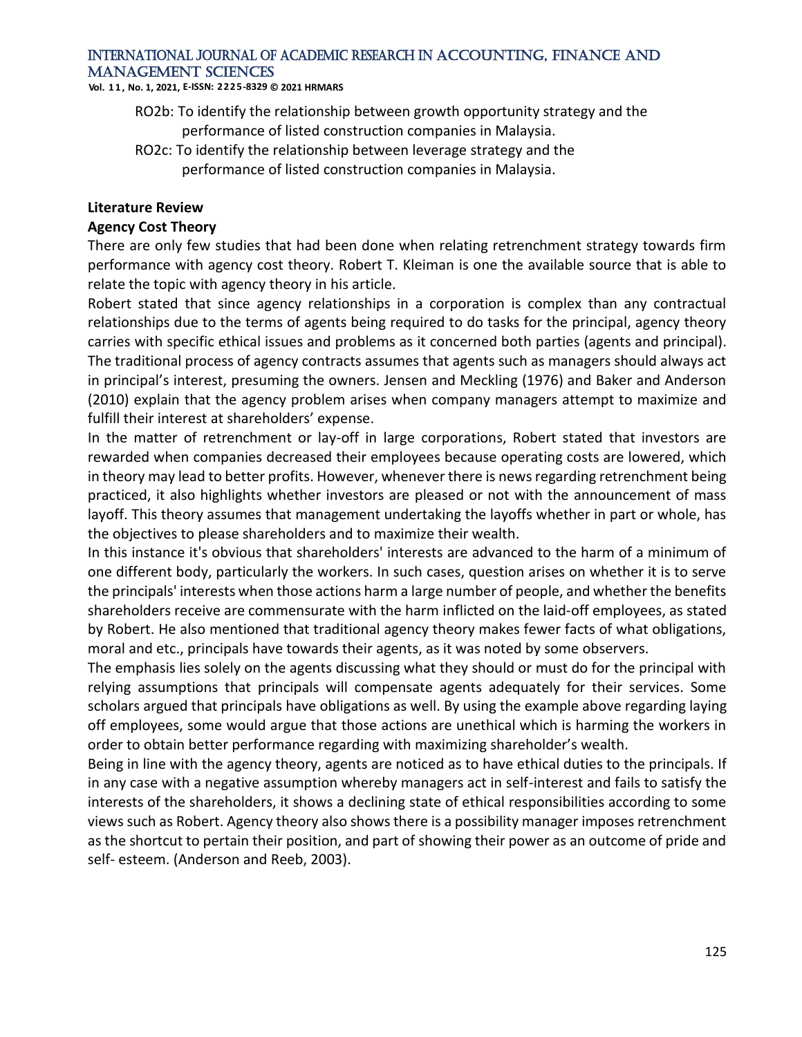RO2b: To identify the relationship between growth opportunity strategy and the performance of listed construction companies in Malaysia.

RO2c: To identify the relationship between leverage strategy and the performance of listed construction companies in Malaysia.

## Literature Review

### Agency Cost Theory

There are only few studies that had been done when relating retrenchment strategy towards firm performance with agency cost theory. Robert T. Kleiman is one the available source that is able to relate the topic with agency theory in his article.

Robert stated that since agency relationships in a corporation is complex than any contractual relationships due to the terms of agents being required to do tasks for the principal, agency theory carries with specific ethical issues and problems as it concerned both parties (agents and principal). The traditional process of agency contracts assumes that agents such as managers should always act in principal's interest, presuming the owners. Jensen and Meckling (1976) and Baker and Anderson (2010) explain that the agency problem arises when company managers attempt to maximize and fulfill their interest at shareholders' expense.

In the matter of retrenchment or lay-off in large corporations, Robert stated that investors are rewarded when companies decreased their employees because operating costs are lowered, which in theory may lead to better profits. However, whenever there is news regarding retrenchment being practiced, it also highlights whether investors are pleased or not with the announcement of mass layoff. This theory assumes that management undertaking the layoffs whether in part or whole, has the objectives to please shareholders and to maximize their wealth.

In this instance it's obvious that shareholders' interests are advanced to the harm of a minimum of one different body, particularly the workers. In such cases, question arises on whether it is to serve the principals' interests when those actions harm a large number of people, and whether the benefits shareholders receive are commensurate with the harm inflicted on the laid-off employees, as stated by Robert. He also mentioned that traditional agency theory makes fewer facts of what obligations, moral and etc., principals have towards their agents, as it was noted by some observers.

The emphasis lies solely on the agents discussing what they should or must do for the principal with relying assumptions that principals will compensate agents adequately for their services. Some scholars argued that principals have obligations as well. By using the example above regarding laying off employees, some would argue that those actions are unethical which is harming the workers in order to obtain better performance regarding with maximizing shareholder's wealth.

Being in line with the agency theory, agents are noticed as to have ethical duties to the principals. If in any case with a negative assumption whereby managers act in self-interest and fails to satisfy the interests of the shareholders, it shows a declining state of ethical responsibilities according to some views such as Robert. Agency theory also shows there is a possibility manager imposes retrenchment as the shortcut to pertain their position, and part of showing their power as an outcome of pride and self- esteem. (Anderson and Reeb, 2003).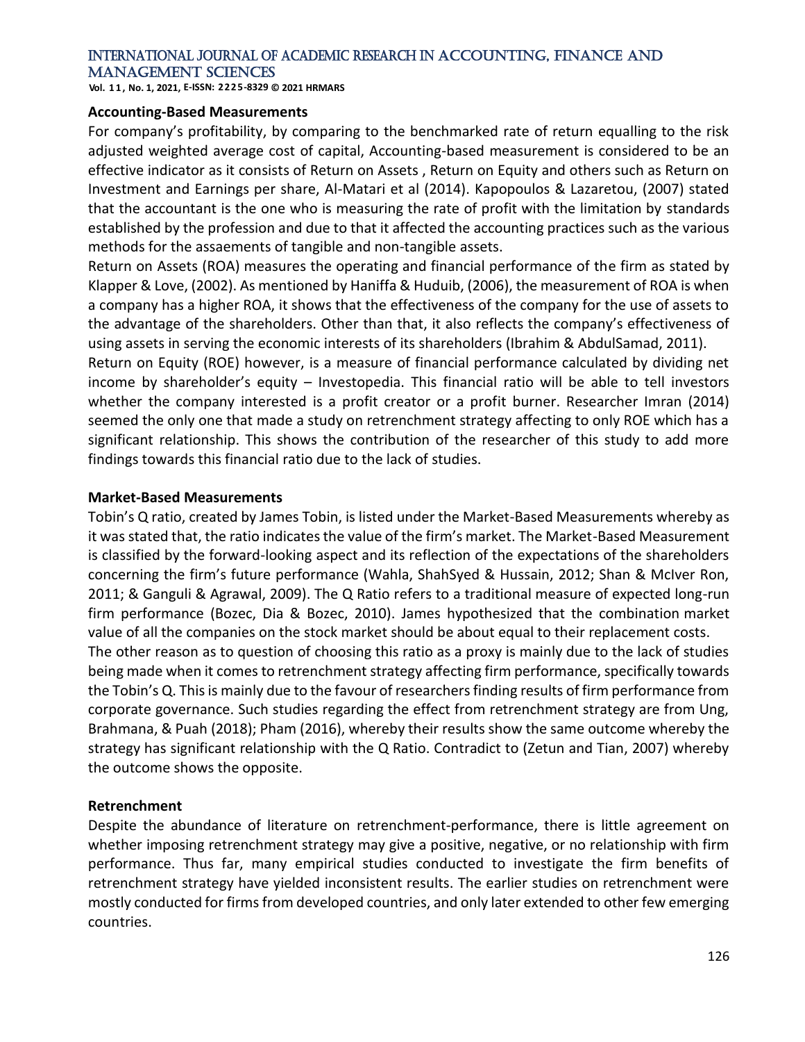### Accounting-Based Measurements

For company's profitability, by comparing to the benchmarked rate of return equalling to the risk adjusted weighted average cost of capital, Accounting-based measurement is considered to be an effective indicator as it consists of Return on Assets , Return on Equity and others such as Return on Investment and Earnings per share, Al-Matari et al (2014). Kapopoulos & Lazaretou, (2007) stated that the accountant is the one who is measuring the rate of profit with the limitation by standards established by the profession and due to that it affected the accounting practices such as the various methods for the assaements of tangible and non-tangible assets.

Return on Assets (ROA) measures the operating and financial performance of the firm as stated by Klapper & Love, (2002). As mentioned by Haniffa & Huduib, (2006), the measurement of ROA is when a company has a higher ROA, it shows that the effectiveness of the company for the use of assets to the advantage of the shareholders. Other than that, it also reflects the company's effectiveness of using assets in serving the economic interests of its shareholders (Ibrahim & AbdulSamad, 2011).

Return on Equity (ROE) however, is a measure of financial performance calculated by dividing net income by shareholder's equity – Investopedia. This financial ratio will be able to tell investors whether the company interested is a profit creator or a profit burner. Researcher Imran (2014) seemed the only one that made a study on retrenchment strategy affecting to only ROE which has a significant relationship. This shows the contribution of the researcher of this study to add more findings towards this financial ratio due to the lack of studies.

### Market-Based Measurements

Tobin's Q ratio, created by James Tobin, is listed under the Market-Based Measurements whereby as it was stated that, the ratio indicates the value of the firm's market. The Market-Based Measurement is classified by the forward-looking aspect and its reflection of the expectations of the shareholders concerning the firm's future performance (Wahla, ShahSyed & Hussain, 2012; Shan & McIver Ron, 2011; & Ganguli & Agrawal, 2009). The Q Ratio refers to a traditional measure of expected long-run firm performance (Bozec, Dia & Bozec, 2010). James hypothesized that the combination market value of all the companies on the stock market should be about equal to their replacement costs.

The other reason as to question of choosing this ratio as a proxy is mainly due to the lack of studies being made when it comes to retrenchment strategy affecting firm performance, specifically towards the Tobin's Q. This is mainly due to the favour of researchers finding results of firm performance from corporate governance. Such studies regarding the effect from retrenchment strategy are from Ung, Brahmana, & Puah (2018); Pham (2016), whereby their results show the same outcome whereby the strategy has significant relationship with the Q Ratio. Contradict to (Zetun and Tian, 2007) whereby the outcome shows the opposite.

### Retrenchment

Despite the abundance of literature on retrenchment-performance, there is little agreement on whether imposing retrenchment strategy may give a positive, negative, or no relationship with firm performance. Thus far, many empirical studies conducted to investigate the firm benefits of retrenchment strategy have yielded inconsistent results. The earlier studies on retrenchment were mostly conducted for firms from developed countries, and only later extended to other few emerging countries.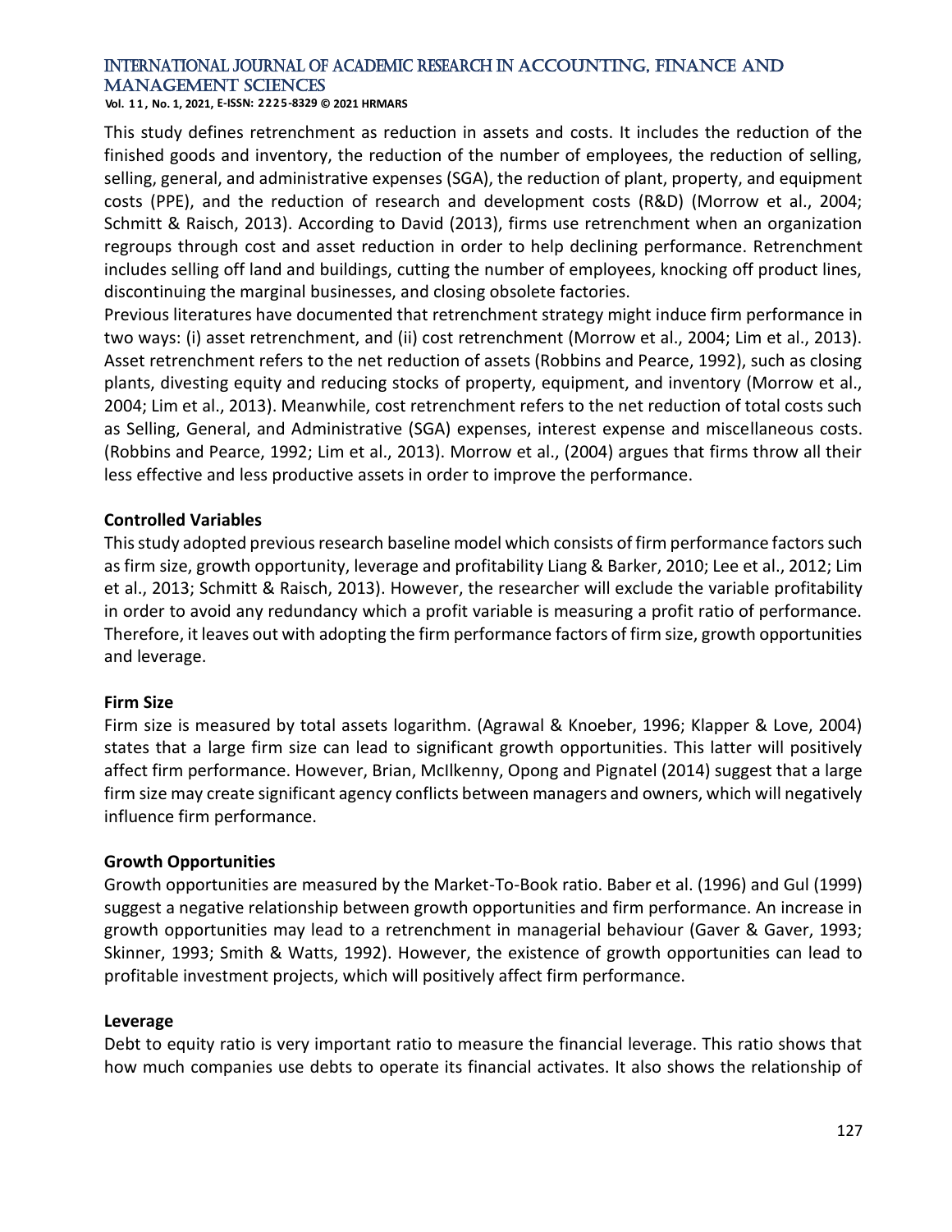This study defines retrenchment as reduction in assets and costs. It includes the reduction of the finished goods and inventory, the reduction of the number of employees, the reduction of selling, selling, general, and administrative expenses (SGA), the reduction of plant, property, and equipment costs (PPE), and the reduction of research and development costs (R&D) (Morrow et al., 2004; Schmitt & Raisch, 2013). According to David (2013), firms use retrenchment when an organization regroups through cost and asset reduction in order to help declining performance. Retrenchment includes selling off land and buildings, cutting the number of employees, knocking off product lines, discontinuing the marginal businesses, and closing obsolete factories.

Previous literatures have documented that retrenchment strategy might induce firm performance in two ways: (i) asset retrenchment, and (ii) cost retrenchment (Morrow et al., 2004; Lim et al., 2013). Asset retrenchment refers to the net reduction of assets (Robbins and Pearce, 1992), such as closing plants, divesting equity and reducing stocks of property, equipment, and inventory (Morrow et al., 2004; Lim et al., 2013). Meanwhile, cost retrenchment refers to the net reduction of total costs such as Selling, General, and Administrative (SGA) expenses, interest expense and miscellaneous costs. (Robbins and Pearce, 1992; Lim et al., 2013). Morrow et al., (2004) argues that firms throw all their less effective and less productive assets in order to improve the performance.

**Controlled Variables**

This study adopted previous research baseline model which consists of firm performance factors such as firm size, growth opportunity, leverage and profitability Liang & Barker, 2010; Lee et al., 2012; Lim et al., 2013; Schmitt & Raisch, 2013). However, the researcher will exclude the variable profitability in order to avoid any redundancy which a profit variable is measuring a profit ratio of performance. Therefore, it leaves out with adopting the firm performance factors of firm size, growth opportunities and leverage.

**Firm Size**

Firm size is measured by total assets logarithm. (Agrawal & Knoeber, 1996; Klapper & Love, 2004) states that a large firm size can lead to significant growth opportunities. This latter will positively affect firm performance. However, Brian, McIlkenny, Opong and Pignatel (2014) suggest that a large firm size may create significant agency conflicts between managers and owners, which will negatively influence firm performance.

**Growth Opportunities**

Growth opportunities are measured by the Market-To-Book ratio. Baber et al. (1996) and Gul (1999) suggest a negative relationship between growth opportunities and firm performance. An increase in growth opportunities may lead to a retrenchment in managerial behaviour (Gaver & Gaver, 1993; Skinner, 1993; Smith & Watts, 1992). However, the existence of growth opportunities can lead to profitable investment projects, which will positively affect firm performance.

**Leverage**

Debt to equity ratio is very important ratio to measure the financial leverage. This ratio shows that how much companies use debts to operate its financial activates. It also shows the relationship of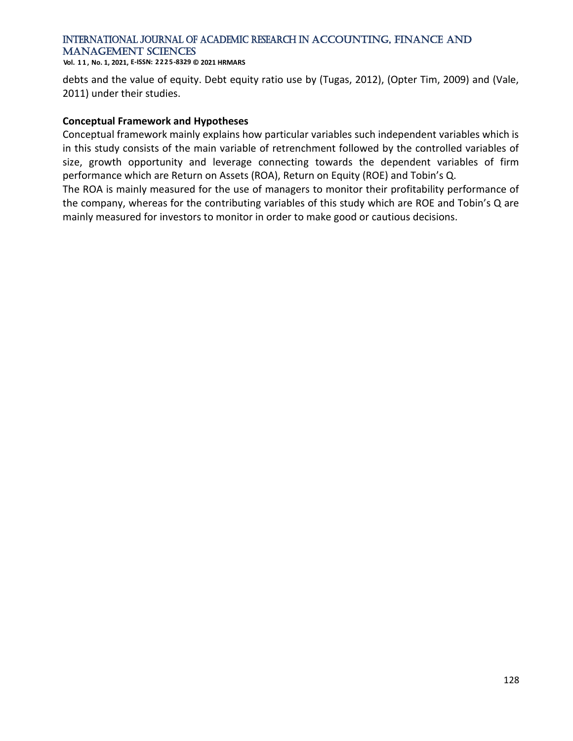debts and the value of equity. Debt equity ratio use by (Tugas, 2012), (Opter Tim, 2009) and (Vale, 2011) under their studies.

**Conceptual Framework and Hypotheses**

Conceptual framework mainly explains how particular variables such independent variables which is in this study consists of the main variable of retrenchment followed by the controlled variables of size, growth opportunity and leverage connecting towards the dependent variables of firm performance which are Return on Assets (ROA), Return on Equity (ROE) and Tobin's Q.

The ROA is mainly measured for the use of managers to monitor their profitability performance of the company, whereas for the contributing variables of this study which are ROE and Tobin's Q are mainly measured for investors to monitor in order to make good or cautious decisions.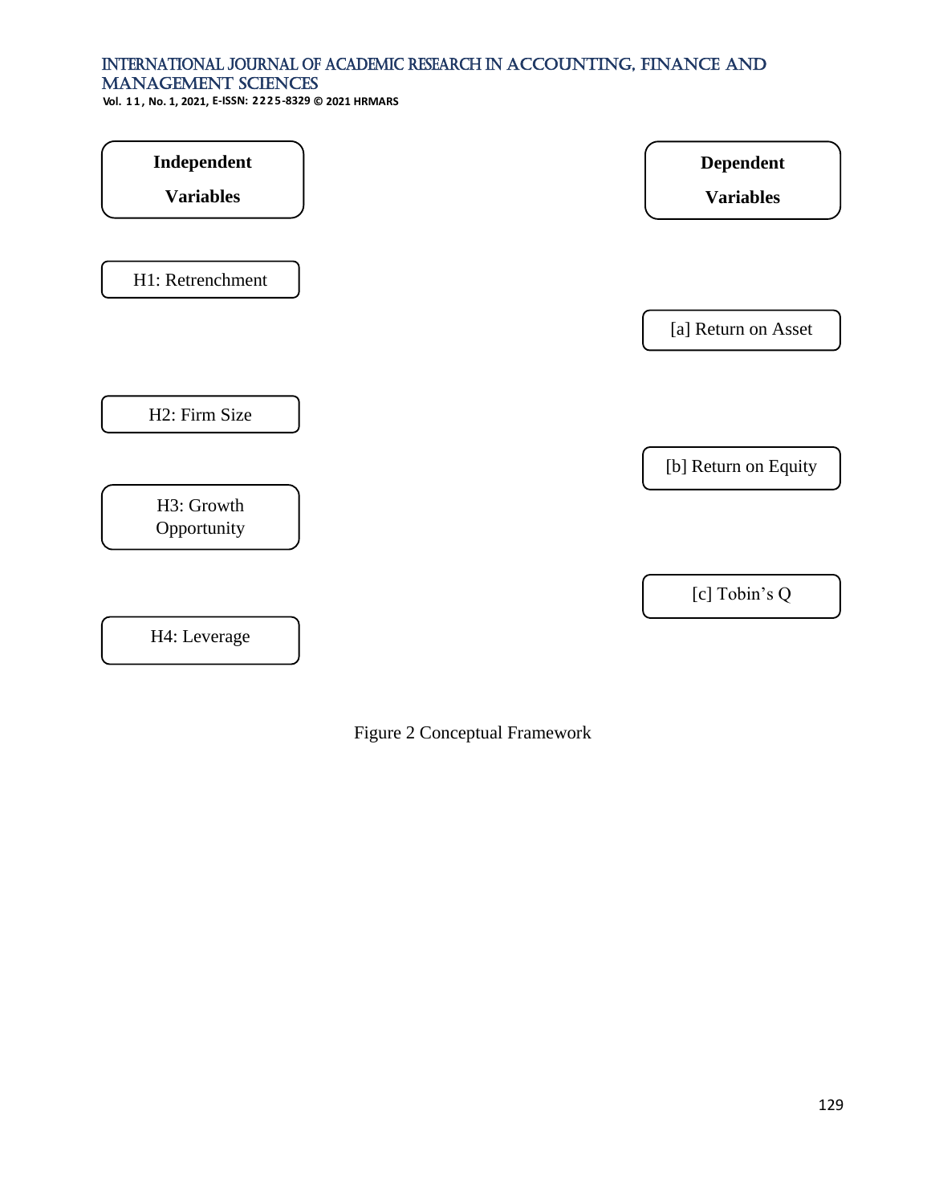**Independent Variables**

H1: Retrenchment

H2: Firm Size

H3: Growth Opportunity

H4: Leverage

**Dependent Variables**

[a] Return on Asset

[b] Return on Equity

[c] Tobin's Q

Figure 2 Conceptual Framework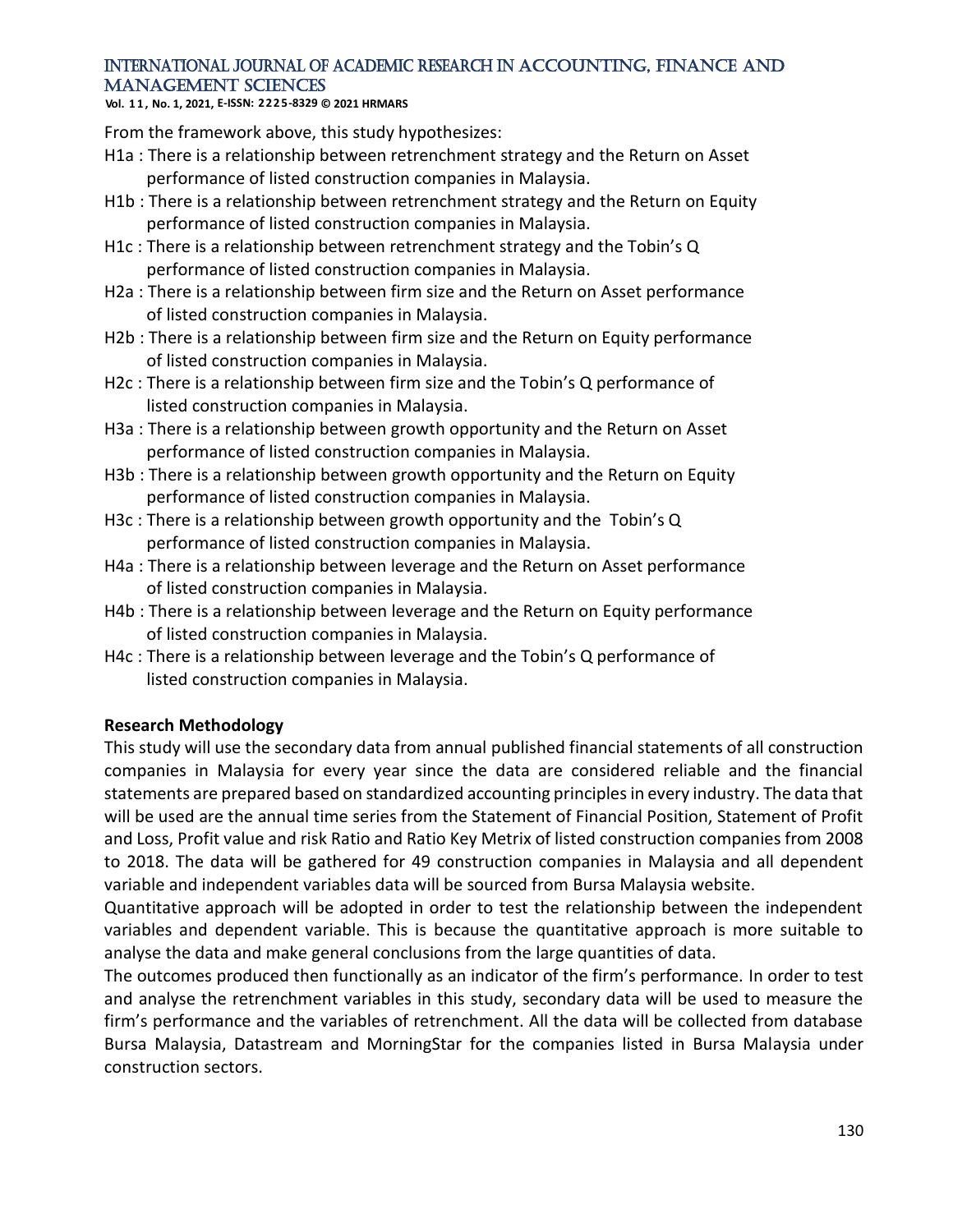From the framework above, this study hypothesizes:

H1a : There is a relationship between retrenchment strategy and the Return on Asset performance of listed construction companies in Malaysia.

H1b : There is a relationship between retrenchment strategy and the Return on Equity performance of listed construction companies in Malaysia.

H1c : There is a relationship between retrenchment strategy and the Tobin's Q performance of listed construction companies in Malaysia.

H2a : There is a relationship between firm size and the Return on Asset performance of listed construction companies in Malaysia.

H2b : There is a relationship between firm size and the Return on Equity performance of listed construction companies in Malaysia.

H2c : There is a relationship between firm size and the Tobin's Q performance of listed construction companies in Malaysia.

H3a : There is a relationship between growth opportunity and the Return on Asset performance of listed construction companies in Malaysia.

H3b : There is a relationship between growth opportunity and the Return on Equity performance of listed construction companies in Malaysia.

H3c : There is a relationship between growth opportunity and the Tobin's Q performance of listed construction companies in Malaysia.

H4a : There is a relationship between leverage and the Return on Asset performance of listed construction companies in Malaysia.

H4b : There is a relationship between leverage and the Return on Equity performance of listed construction companies in Malaysia.

H4c : There is a relationship between leverage and the Tobin's Q performance of listed construction companies in Malaysia.

## Research Methodology

This study will use the secondary data from annual published financial statements of all construction companies in Malaysia for every year since the data are considered reliable and the financial statements are prepared based on standardized accounting principles in every industry. The data that will be used are the annual time series from the Statement of Financial Position, Statement of Profit and Loss, Profit value and risk Ratio and Ratio Key Metrix of listed construction companies from 2008 to 2018. The data will be gathered for 49 construction companies in Malaysia and all dependent variable and independent variables data will be sourced from Bursa Malaysia website.

Quantitative approach will be adopted in order to test the relationship between the independent variables and dependent variable. This is because the quantitative approach is more suitable to analyse the data and make general conclusions from the large quantities of data.

The outcomes produced then functionally as an indicator of the firm's performance. In order to test and analyse the retrenchment variables in this study, secondary data will be used to measure the firm's performance and the variables of retrenchment. All the data will be collected from database Bursa Malaysia, Datastream and MorningStar for the companies listed in Bursa Malaysia under construction sectors.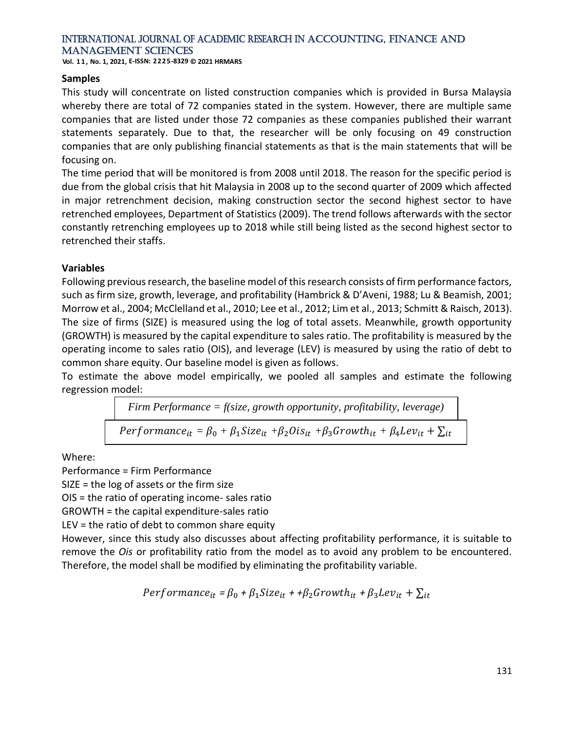### Samples

This study will concentrate on listed construction companies which is provided in Bursa Malaysia whereby there are total of 72 companies stated in the system. However, there are multiple same companies that are listed under those 72 companies as these companies published their warrant statements separately. Due to that, the researcher will be only focusing on 49 construction companies that are only publishing financial statements as that is the main statements that will be focusing on.

The time period that will be monitored is from 2008 until 2018. The reason for the specific period is due from the global crisis that hit Malaysia in 2008 up to the second quarter of 2009 which affected in major retrenchment decision, making construction sector the second highest sector to have retrenched employees, Department of Statistics (2009). The trend follows afterwards with the sector constantly retrenching employees up to 2018 while still being listed as the second highest sector to retrenched their staffs.

### Variables

Following previous research, the baseline model of this research consists of firm performance factors, such as firm size, growth, leverage, and profitability (Hambrick & D'Aveni, 1988; Lu & Beamish, 2001; Morrow et al., 2004; McClelland et al., 2010; Lee et al., 2012; Lim et al., 2013; Schmitt & Raisch, 2013). The size of firms (SIZE) is measured using the log of total assets. Meanwhile, growth opportunity (GROWTH) is measured by the capital expenditure to sales ratio. The profitability is measured by the operating income to sales ratio (OIS), and leverage (LEV) is measured by using the ratio of debt to common share equity. Our baseline model is given as follows.

To estimate the above model empirically, we pooled all samples and estimate the following regression model:

*Firm Performance = f(size, growth opportunity, profitability, leverage)*

$$Performance_{it} = \beta_0 + \beta_1 Size_{it} + \beta_2 Ois_{it} + \beta_3 Growth_{it} + \beta_4 Lev_{it} + \sum_{it}$$

Where:

Performance = Firm Performance

SIZE = the log of assets or the firm size

OIS = the ratio of operating income- sales ratio

GROWTH = the capital expenditure-sales ratio

LEV = the ratio of debt to common share equity

However, since this study also discusses about affecting profitability performance, it is suitable to remove the *Ois* or profitability ratio from the model as to avoid any problem to be encountered. Therefore, the model shall be modified by eliminating the profitability variable.

$$Performance_{it} = \beta_0 + \beta_1 Size_{it} + +\beta_2 Growth_{it} + \beta_3 Lev_{it} + \sum_{it}$$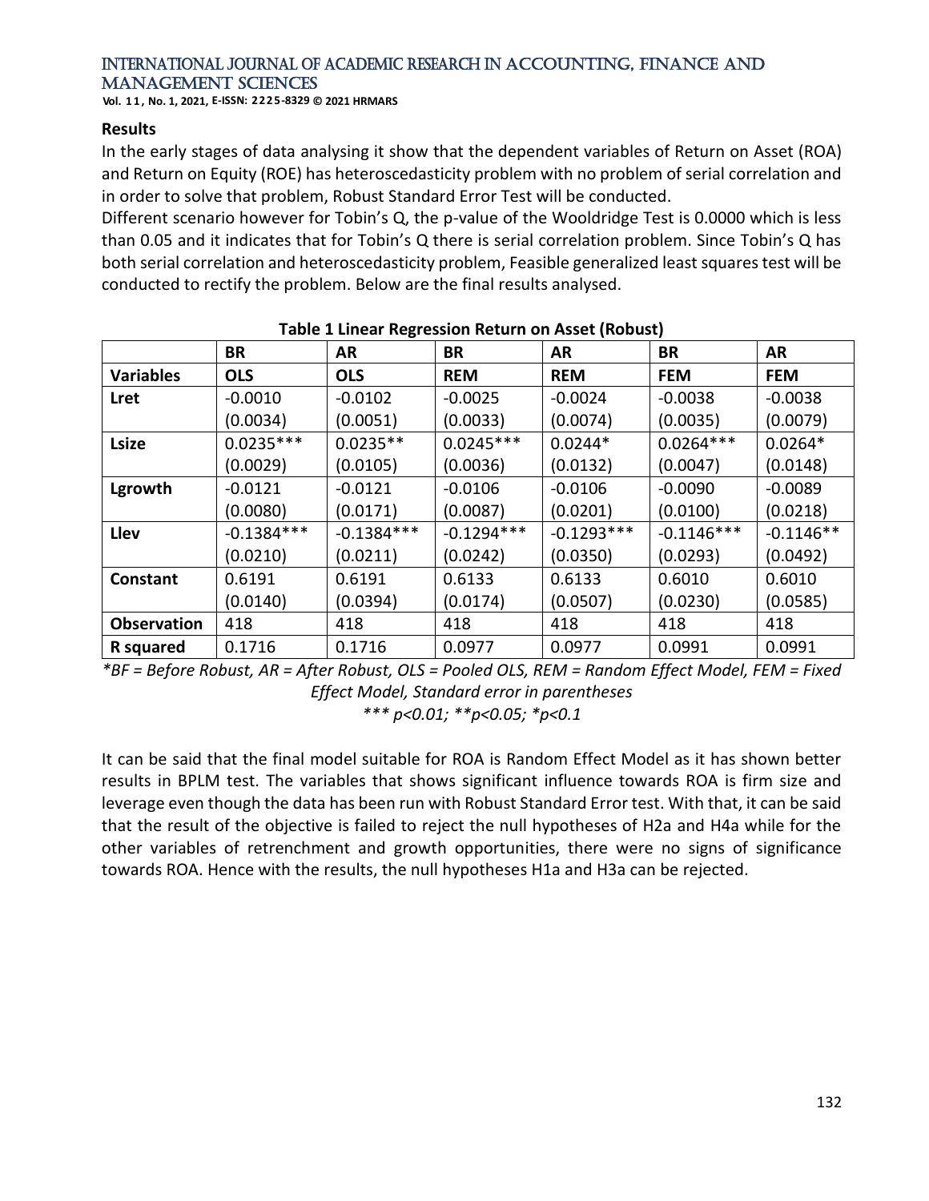## Results

In the early stages of data analysing it show that the dependent variables of Return on Asset (ROA) and Return on Equity (ROE) has heteroscedasticity problem with no problem of serial correlation and in order to solve that problem, Robust Standard Error Test will be conducted.

Different scenario however for Tobin's Q, the p-value of the Wooldridge Test is 0.0000 which is less than 0.05 and it indicates that for Tobin's Q there is serial correlation problem. Since Tobin's Q has both serial correlation and heteroscedasticity problem, Feasible generalized least squares test will be conducted to rectify the problem. Below are the final results analysed.

**Table 1 Linear Regression Return on Asset (Robust)**

| | **BR** | **AR** | **BR** | **AR** | **BR** | **AR** |
|---|---|---|---|---|---|---|
| **Variables** | **OLS** | **OLS** | **REM** | **REM** | **FEM** | **FEM** |
| **Lret** | -0.0010 | -0.0102 | -0.0025 | -0.0024 | -0.0038 | -0.0038 |
| | (0.0034) | (0.0051) | (0.0033) | (0.0074) | (0.0035) | (0.0079) |
| **Lsize** | 0.0235*** | 0.0235** | 0.0245*** | 0.0244* | 0.0264*** | 0.0264* |
| | (0.0029) | (0.0105) | (0.0036) | (0.0132) | (0.0047) | (0.0148) |
| **Lgrowth** | -0.0121 | -0.0121 | -0.0106 | -0.0106 | -0.0090 | -0.0089 |
| | (0.0080) | (0.0171) | (0.0087) | (0.0201) | (0.0100) | (0.0218) |
| **Llev** | -0.1384*** | -0.1384*** | -0.1294*** | -0.1293*** | -0.1146*** | -0.1146** |
| | (0.0210) | (0.0211) | (0.0242) | (0.0350) | (0.0293) | (0.0492) |
| **Constant** | 0.6191 | 0.6191 | 0.6133 | 0.6133 | 0.6010 | 0.6010 |
| | (0.0140) | (0.0394) | (0.0174) | (0.0507) | (0.0230) | (0.0585) |
| **Observation** | 418 | 418 | 418 | 418 | 418 | 418 |
| **R squared** | 0.1716 | 0.1716 | 0.0977 | 0.0977 | 0.0991 | 0.0991 |

*\*BF = Before Robust, AR = After Robust, OLS = Pooled OLS, REM = Random Effect Model, FEM = Fixed Effect Model, Standard error in parentheses*

*\*\*\* p<0.01; \*\*p<0.05; \*p<0.1*

It can be said that the final model suitable for ROA is Random Effect Model as it has shown better results in BPLM test. The variables that shows significant influence towards ROA is firm size and leverage even though the data has been run with Robust Standard Error test. With that, it can be said that the result of the objective is failed to reject the null hypotheses of H2a and H4a while for the other variables of retrenchment and growth opportunities, there were no signs of significance towards ROA. Hence with the results, the null hypotheses H1a and H3a can be rejected.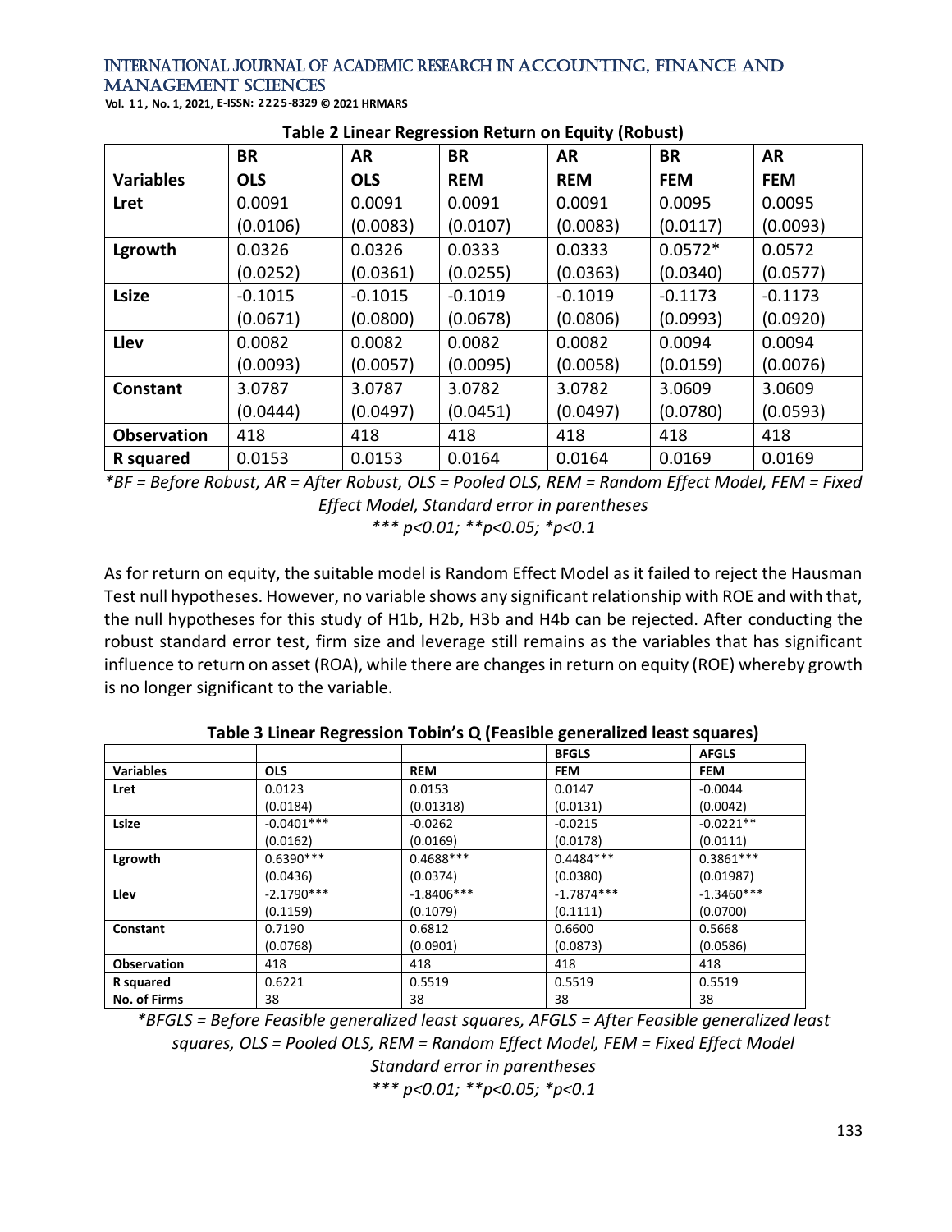**Table 2 Linear Regression Return on Equity (Robust)**

| | BR | AR | BR | AR | BR | AR |
|---|---|---|---|---|---|---|
| **Variables** | **OLS** | **OLS** | **REM** | **REM** | **FEM** | **FEM** |
| **Lret** | 0.0091 | 0.0091 | 0.0091 | 0.0091 | 0.0095 | 0.0095 |
| | (0.0106) | (0.0083) | (0.0107) | (0.0083) | (0.0117) | (0.0093) |
| **Lgrowth** | 0.0326 | 0.0326 | 0.0333 | 0.0333 | 0.0572* | 0.0572 |
| | (0.0252) | (0.0361) | (0.0255) | (0.0363) | (0.0340) | (0.0577) |
| **Lsize** | -0.1015 | -0.1015 | -0.1019 | -0.1019 | -0.1173 | -0.1173 |
| | (0.0671) | (0.0800) | (0.0678) | (0.0806) | (0.0993) | (0.0920) |
| **Llev** | 0.0082 | 0.0082 | 0.0082 | 0.0082 | 0.0094 | 0.0094 |
| | (0.0093) | (0.0057) | (0.0095) | (0.0058) | (0.0159) | (0.0076) |
| **Constant** | 3.0787 | 3.0787 | 3.0782 | 3.0782 | 3.0609 | 3.0609 |
| | (0.0444) | (0.0497) | (0.0451) | (0.0497) | (0.0780) | (0.0593) |
| **Observation** | 418 | 418 | 418 | 418 | 418 | 418 |
| **R squared** | 0.0153 | 0.0153 | 0.0164 | 0.0164 | 0.0169 | 0.0169 |

*\*BF = Before Robust, AR = After Robust, OLS = Pooled OLS, REM = Random Effect Model, FEM = Fixed Effect Model, Standard error in parentheses*
*\*\*\* p<0.01; \*\*p<0.05; \*p<0.1*

As for return on equity, the suitable model is Random Effect Model as it failed to reject the Hausman Test null hypotheses. However, no variable shows any significant relationship with ROE and with that, the null hypotheses for this study of H1b, H2b, H3b and H4b can be rejected. After conducting the robust standard error test, firm size and leverage still remains as the variables that has significant influence to return on asset (ROA), while there are changes in return on equity (ROE) whereby growth is no longer significant to the variable.

**Table 3 Linear Regression Tobin's Q (Feasible generalized least squares)**

| | | | BFGLS | AFGLS |
|---|---|---|---|---|
| **Variables** | **OLS** | **REM** | **FEM** | **FEM** |
| **Lret** | 0.0123 | 0.0153 | 0.0147 | -0.0044 |
| | (0.0184) | (0.01318) | (0.0131) | (0.0042) |
| **Lsize** | -0.0401*** | -0.0262 | -0.0215 | -0.0221** |
| | (0.0162) | (0.0169) | (0.0178) | (0.0111) |
| **Lgrowth** | 0.6390*** | 0.4688*** | 0.4484*** | 0.3861*** |
| | (0.0436) | (0.0374) | (0.0380) | (0.01987) |
| **Llev** | -2.1790*** | -1.8406*** | -1.7874*** | -1.3460*** |
| | (0.1159) | (0.1079) | (0.1111) | (0.0700) |
| **Constant** | 0.7190 | 0.6812 | 0.6600 | 0.5668 |
| | (0.0768) | (0.0901) | (0.0873) | (0.0586) |
| **Observation** | 418 | 418 | 418 | 418 |
| **R squared** | 0.6221 | 0.5519 | 0.5519 | 0.5519 |
| **No. of Firms** | 38 | 38 | 38 | 38 |

*\*BFGLS = Before Feasible generalized least squares, AFGLS = After Feasible generalized least squares, OLS = Pooled OLS, REM = Random Effect Model, FEM = Fixed Effect Model*
*Standard error in parentheses*
*\*\*\* p<0.01; \*\*p<0.05; \*p<0.1*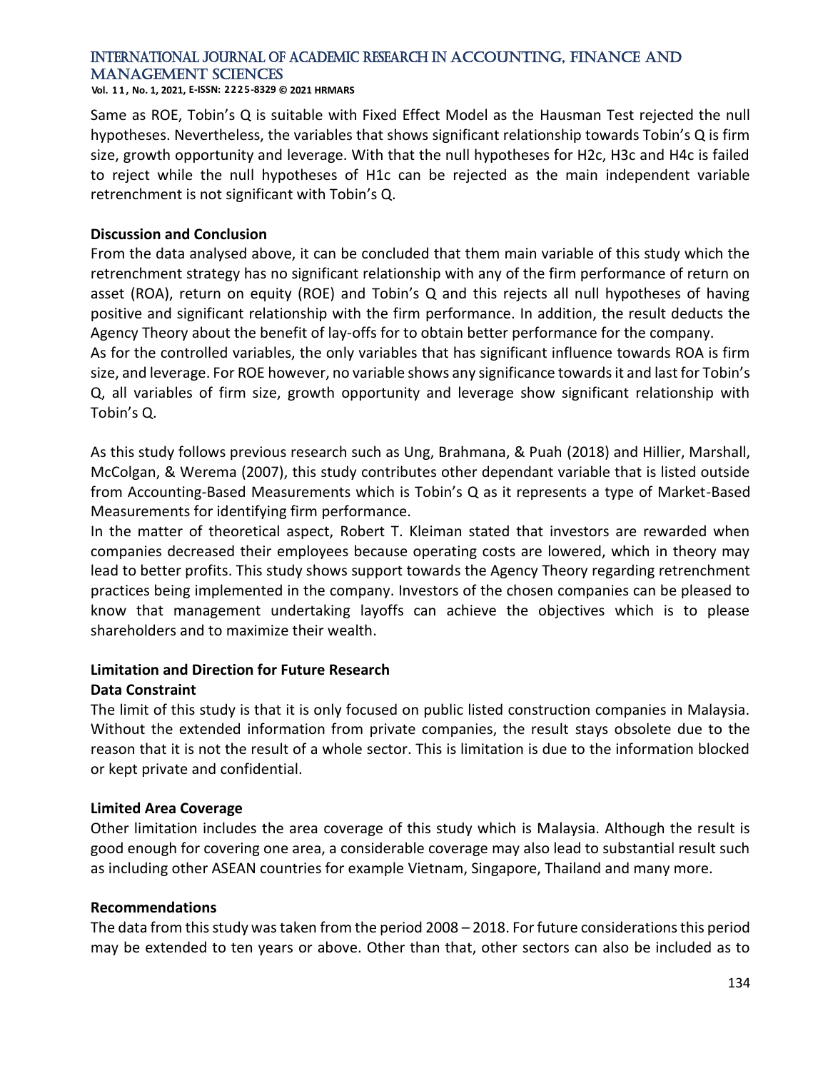Same as ROE, Tobin's Q is suitable with Fixed Effect Model as the Hausman Test rejected the null hypotheses. Nevertheless, the variables that shows significant relationship towards Tobin's Q is firm size, growth opportunity and leverage. With that the null hypotheses for H2c, H3c and H4c is failed to reject while the null hypotheses of H1c can be rejected as the main independent variable retrenchment is not significant with Tobin's Q.

## Discussion and Conclusion

From the data analysed above, it can be concluded that them main variable of this study which the retrenchment strategy has no significant relationship with any of the firm performance of return on asset (ROA), return on equity (ROE) and Tobin's Q and this rejects all null hypotheses of having positive and significant relationship with the firm performance. In addition, the result deducts the Agency Theory about the benefit of lay-offs for to obtain better performance for the company.

As for the controlled variables, the only variables that has significant influence towards ROA is firm size, and leverage. For ROE however, no variable shows any significance towards it and last for Tobin's Q, all variables of firm size, growth opportunity and leverage show significant relationship with Tobin's Q.

As this study follows previous research such as Ung, Brahmana, & Puah (2018) and Hillier, Marshall, McColgan, & Werema (2007), this study contributes other dependant variable that is listed outside from Accounting-Based Measurements which is Tobin's Q as it represents a type of Market-Based Measurements for identifying firm performance.

In the matter of theoretical aspect, Robert T. Kleiman stated that investors are rewarded when companies decreased their employees because operating costs are lowered, which in theory may lead to better profits. This study shows support towards the Agency Theory regarding retrenchment practices being implemented in the company. Investors of the chosen companies can be pleased to know that management undertaking layoffs can achieve the objectives which is to please shareholders and to maximize their wealth.

## Limitation and Direction for Future Research

### Data Constraint

The limit of this study is that it is only focused on public listed construction companies in Malaysia. Without the extended information from private companies, the result stays obsolete due to the reason that it is not the result of a whole sector. This is limitation is due to the information blocked or kept private and confidential.

### Limited Area Coverage

Other limitation includes the area coverage of this study which is Malaysia. Although the result is good enough for covering one area, a considerable coverage may also lead to substantial result such as including other ASEAN countries for example Vietnam, Singapore, Thailand and many more.

### Recommendations

The data from this study was taken from the period 2008 – 2018. For future considerations this period may be extended to ten years or above. Other than that, other sectors can also be included as to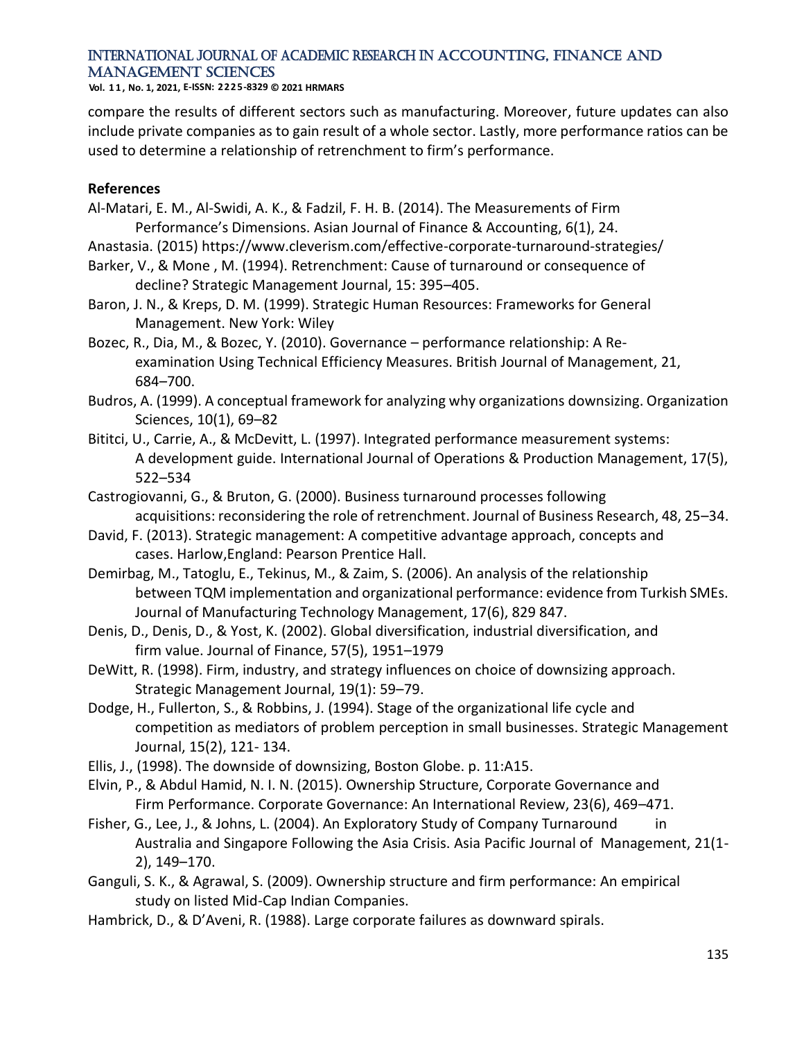compare the results of different sectors such as manufacturing. Moreover, future updates can also include private companies as to gain result of a whole sector. Lastly, more performance ratios can be used to determine a relationship of retrenchment to firm's performance.

**References**

Al-Matari, E. M., Al-Swidi, A. K., & Fadzil, F. H. B. (2014). The Measurements of Firm Performance's Dimensions. Asian Journal of Finance & Accounting, 6(1), 24.

Anastasia. (2015) https://www.cleverism.com/effective-corporate-turnaround-strategies/

Barker, V., & Mone , M. (1994). Retrenchment: Cause of turnaround or consequence of decline? Strategic Management Journal, 15: 395–405.

Baron, J. N., & Kreps, D. M. (1999). Strategic Human Resources: Frameworks for General Management. New York: Wiley

Bozec, R., Dia, M., & Bozec, Y. (2010). Governance – performance relationship: A Re-examination Using Technical Efficiency Measures. British Journal of Management, 21, 684–700.

Budros, A. (1999). A conceptual framework for analyzing why organizations downsizing. Organization Sciences, 10(1), 69–82

Bititci, U., Carrie, A., & McDevitt, L. (1997). Integrated performance measurement systems: A development guide. International Journal of Operations & Production Management, 17(5), 522–534

Castrogiovanni, G., & Bruton, G. (2000). Business turnaround processes following acquisitions: reconsidering the role of retrenchment. Journal of Business Research, 48, 25–34.

David, F. (2013). Strategic management: A competitive advantage approach, concepts and cases. Harlow,England: Pearson Prentice Hall.

Demirbag, M., Tatoglu, E., Tekinus, M., & Zaim, S. (2006). An analysis of the relationship between TQM implementation and organizational performance: evidence from Turkish SMEs. Journal of Manufacturing Technology Management, 17(6), 829 847.

Denis, D., Denis, D., & Yost, K. (2002). Global diversification, industrial diversification, and firm value. Journal of Finance, 57(5), 1951–1979

DeWitt, R. (1998). Firm, industry, and strategy influences on choice of downsizing approach. Strategic Management Journal, 19(1): 59–79.

Dodge, H., Fullerton, S., & Robbins, J. (1994). Stage of the organizational life cycle and competition as mediators of problem perception in small businesses. Strategic Management Journal, 15(2), 121- 134.

Ellis, J., (1998). The downside of downsizing, Boston Globe. p. 11:A15.

Elvin, P., & Abdul Hamid, N. I. N. (2015). Ownership Structure, Corporate Governance and Firm Performance. Corporate Governance: An International Review, 23(6), 469–471.

Fisher, G., Lee, J., & Johns, L. (2004). An Exploratory Study of Company Turnaround in Australia and Singapore Following the Asia Crisis. Asia Pacific Journal of Management, 21(1-2), 149–170.

Ganguli, S. K., & Agrawal, S. (2009). Ownership structure and firm performance: An empirical study on listed Mid-Cap Indian Companies.

Hambrick, D., & D'Aveni, R. (1988). Large corporate failures as downward spirals.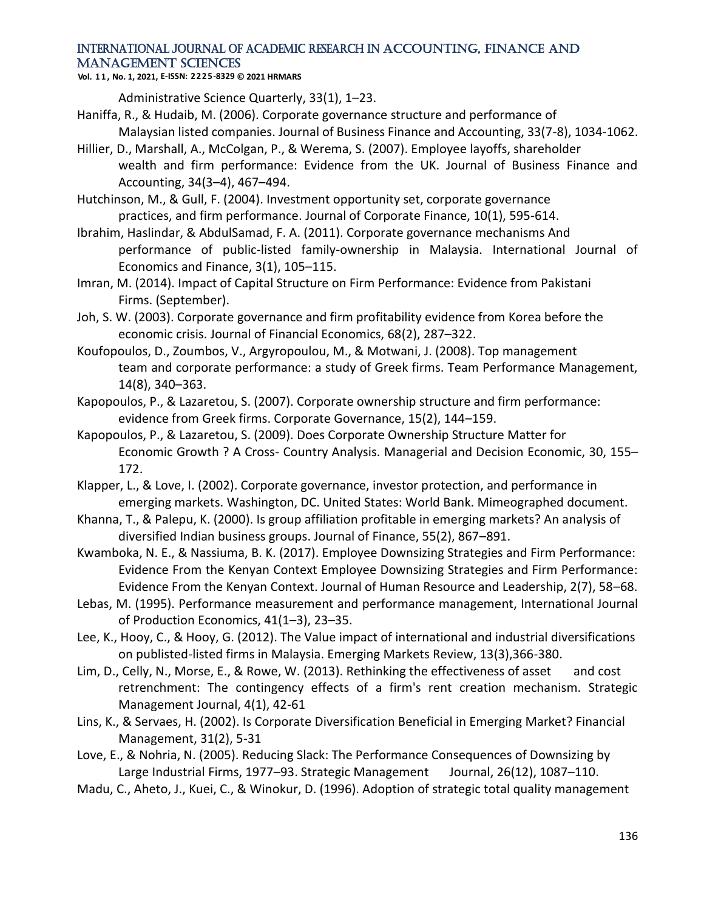Administrative Science Quarterly, 33(1), 1–23.

Haniffa, R., & Hudaib, M. (2006). Corporate governance structure and performance of Malaysian listed companies. Journal of Business Finance and Accounting, 33(7-8), 1034-1062.

Hillier, D., Marshall, A., McColgan, P., & Werema, S. (2007). Employee layoffs, shareholder wealth and firm performance: Evidence from the UK. Journal of Business Finance and Accounting, 34(3–4), 467–494.

Hutchinson, M., & Gull, F. (2004). Investment opportunity set, corporate governance practices, and firm performance. Journal of Corporate Finance, 10(1), 595-614.

Ibrahim, Haslindar, & AbdulSamad, F. A. (2011). Corporate governance mechanisms And performance of public-listed family-ownership in Malaysia. International Journal of Economics and Finance, 3(1), 105–115.

Imran, M. (2014). Impact of Capital Structure on Firm Performance: Evidence from Pakistani Firms. (September).

Joh, S. W. (2003). Corporate governance and firm profitability evidence from Korea before the economic crisis. Journal of Financial Economics, 68(2), 287–322.

Koufopoulos, D., Zoumbos, V., Argyropoulou, M., & Motwani, J. (2008). Top management team and corporate performance: a study of Greek firms. Team Performance Management, 14(8), 340–363.

Kapopoulos, P., & Lazaretou, S. (2007). Corporate ownership structure and firm performance: evidence from Greek firms. Corporate Governance, 15(2), 144–159.

Kapopoulos, P., & Lazaretou, S. (2009). Does Corporate Ownership Structure Matter for Economic Growth ? A Cross- Country Analysis. Managerial and Decision Economic, 30, 155–172.

Klapper, L., & Love, I. (2002). Corporate governance, investor protection, and performance in emerging markets. Washington, DC. United States: World Bank. Mimeographed document.

Khanna, T., & Palepu, K. (2000). Is group affiliation profitable in emerging markets? An analysis of diversified Indian business groups. Journal of Finance, 55(2), 867–891.

Kwamboka, N. E., & Nassiuma, B. K. (2017). Employee Downsizing Strategies and Firm Performance: Evidence From the Kenyan Context Employee Downsizing Strategies and Firm Performance: Evidence From the Kenyan Context. Journal of Human Resource and Leadership, 2(7), 58–68.

Lebas, M. (1995). Performance measurement and performance management, International Journal of Production Economics, 41(1–3), 23–35.

Lee, K., Hooy, C., & Hooy, G. (2012). The Value impact of international and industrial diversifications on publisted-listed firms in Malaysia. Emerging Markets Review, 13(3),366-380.

Lim, D., Celly, N., Morse, E., & Rowe, W. (2013). Rethinking the effectiveness of asset and cost retrenchment: The contingency effects of a firm's rent creation mechanism. Strategic Management Journal, 4(1), 42-61

Lins, K., & Servaes, H. (2002). Is Corporate Diversification Beneficial in Emerging Market? Financial Management, 31(2), 5-31

Love, E., & Nohria, N. (2005). Reducing Slack: The Performance Consequences of Downsizing by Large Industrial Firms, 1977–93. Strategic Management Journal, 26(12), 1087–110.

Madu, C., Aheto, J., Kuei, C., & Winokur, D. (1996). Adoption of strategic total quality management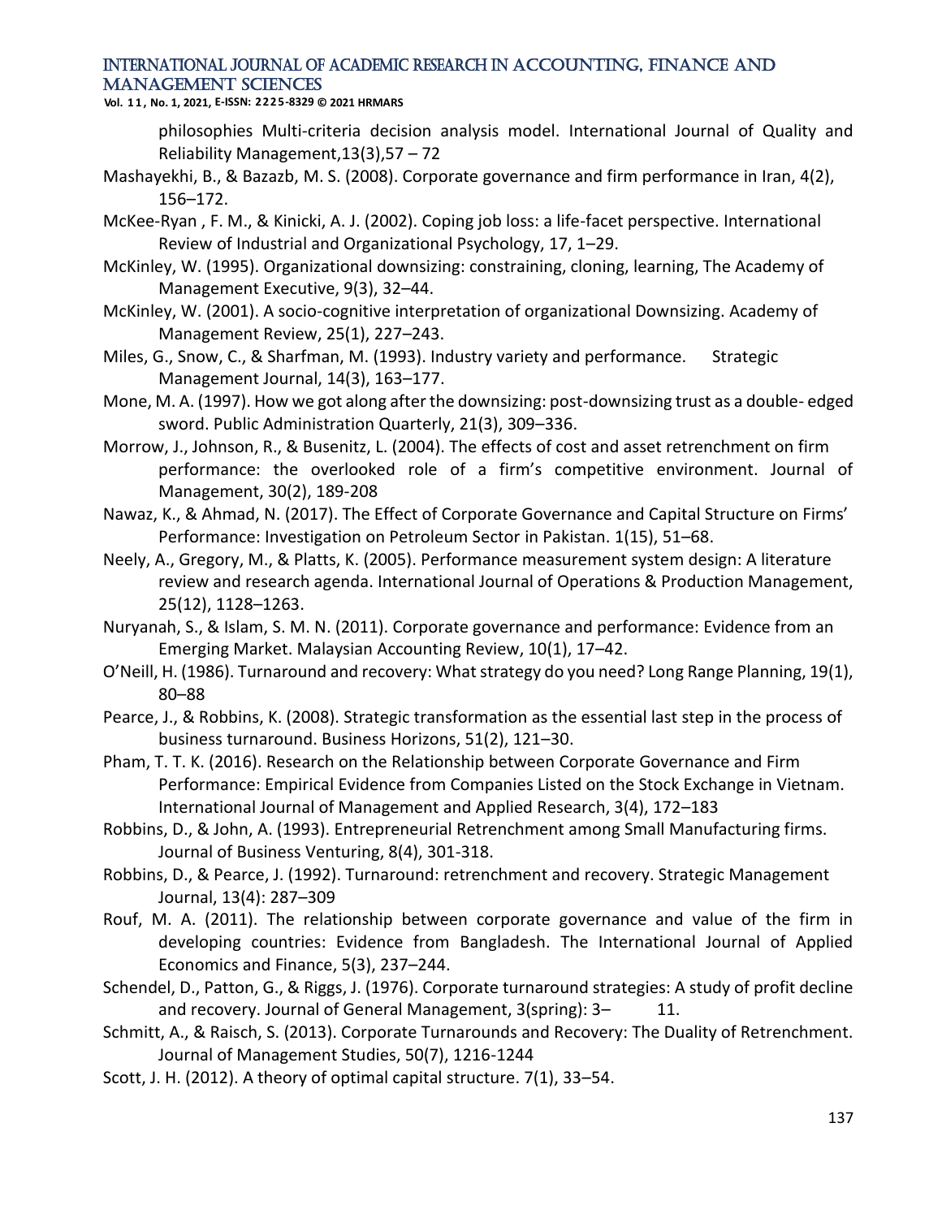philosophies Multi-criteria decision analysis model. International Journal of Quality and Reliability Management,13(3),57 – 72

Mashayekhi, B., & Bazazb, M. S. (2008). Corporate governance and firm performance in Iran, 4(2), 156–172.

McKee-Ryan , F. M., & Kinicki, A. J. (2002). Coping job loss: a life-facet perspective. International Review of Industrial and Organizational Psychology, 17, 1–29.

McKinley, W. (1995). Organizational downsizing: constraining, cloning, learning, The Academy of Management Executive, 9(3), 32–44.

McKinley, W. (2001). A socio-cognitive interpretation of organizational Downsizing. Academy of Management Review, 25(1), 227–243.

Miles, G., Snow, C., & Sharfman, M. (1993). Industry variety and performance. Strategic Management Journal, 14(3), 163–177.

Mone, M. A. (1997). How we got along after the downsizing: post-downsizing trust as a double- edged sword. Public Administration Quarterly, 21(3), 309–336.

Morrow, J., Johnson, R., & Busenitz, L. (2004). The effects of cost and asset retrenchment on firm performance: the overlooked role of a firm's competitive environment. Journal of Management, 30(2), 189-208

Nawaz, K., & Ahmad, N. (2017). The Effect of Corporate Governance and Capital Structure on Firms' Performance: Investigation on Petroleum Sector in Pakistan. 1(15), 51–68.

Neely, A., Gregory, M., & Platts, K. (2005). Performance measurement system design: A literature review and research agenda. International Journal of Operations & Production Management, 25(12), 1128–1263.

Nuryanah, S., & Islam, S. M. N. (2011). Corporate governance and performance: Evidence from an Emerging Market. Malaysian Accounting Review, 10(1), 17–42.

O'Neill, H. (1986). Turnaround and recovery: What strategy do you need? Long Range Planning, 19(1), 80–88

Pearce, J., & Robbins, K. (2008). Strategic transformation as the essential last step in the process of business turnaround. Business Horizons, 51(2), 121–30.

Pham, T. T. K. (2016). Research on the Relationship between Corporate Governance and Firm Performance: Empirical Evidence from Companies Listed on the Stock Exchange in Vietnam. International Journal of Management and Applied Research, 3(4), 172–183

Robbins, D., & John, A. (1993). Entrepreneurial Retrenchment among Small Manufacturing firms. Journal of Business Venturing, 8(4), 301-318.

Robbins, D., & Pearce, J. (1992). Turnaround: retrenchment and recovery. Strategic Management Journal, 13(4): 287–309

Rouf, M. A. (2011). The relationship between corporate governance and value of the firm in developing countries: Evidence from Bangladesh. The International Journal of Applied Economics and Finance, 5(3), 237–244.

Schendel, D., Patton, G., & Riggs, J. (1976). Corporate turnaround strategies: A study of profit decline and recovery. Journal of General Management, 3(spring): 3– 11.

Schmitt, A., & Raisch, S. (2013). Corporate Turnarounds and Recovery: The Duality of Retrenchment. Journal of Management Studies, 50(7), 1216-1244

Scott, J. H. (2012). A theory of optimal capital structure. 7(1), 33–54.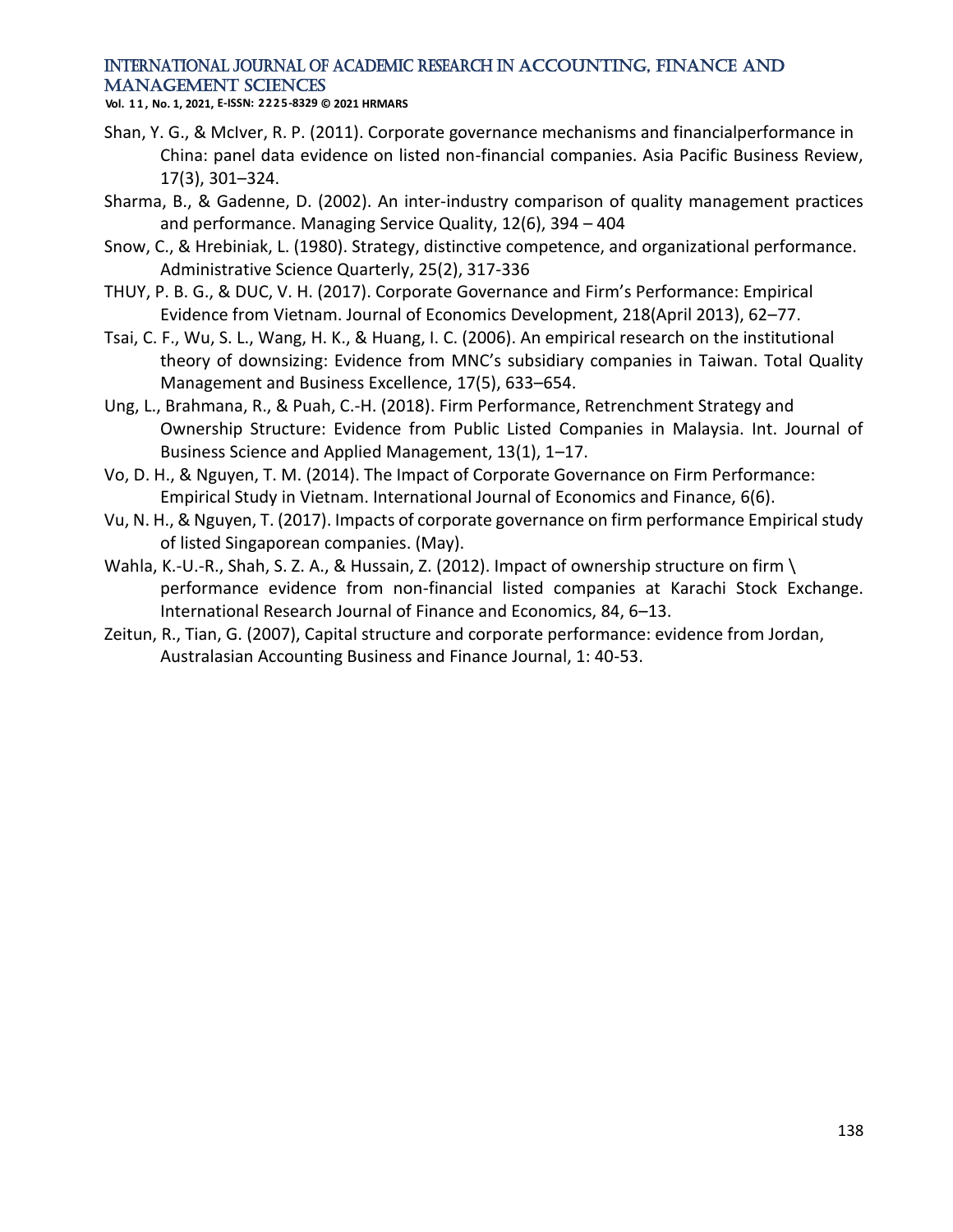Shan, Y. G., & McIver, R. P. (2011). Corporate governance mechanisms and financialperformance in China: panel data evidence on listed non-financial companies. Asia Pacific Business Review, 17(3), 301–324.

Sharma, B., & Gadenne, D. (2002). An inter-industry comparison of quality management practices and performance. Managing Service Quality, 12(6), 394 – 404

Snow, C., & Hrebiniak, L. (1980). Strategy, distinctive competence, and organizational performance. Administrative Science Quarterly, 25(2), 317-336

THUY, P. B. G., & DUC, V. H. (2017). Corporate Governance and Firm's Performance: Empirical Evidence from Vietnam. Journal of Economics Development, 218(April 2013), 62–77.

Tsai, C. F., Wu, S. L., Wang, H. K., & Huang, I. C. (2006). An empirical research on the institutional theory of downsizing: Evidence from MNC's subsidiary companies in Taiwan. Total Quality Management and Business Excellence, 17(5), 633–654.

Ung, L., Brahmana, R., & Puah, C.-H. (2018). Firm Performance, Retrenchment Strategy and Ownership Structure: Evidence from Public Listed Companies in Malaysia. Int. Journal of Business Science and Applied Management, 13(1), 1–17.

Vo, D. H., & Nguyen, T. M. (2014). The Impact of Corporate Governance on Firm Performance: Empirical Study in Vietnam. International Journal of Economics and Finance, 6(6).

Vu, N. H., & Nguyen, T. (2017). Impacts of corporate governance on firm performance Empirical study of listed Singaporean companies. (May).

Wahla, K.-U.-R., Shah, S. Z. A., & Hussain, Z. (2012). Impact of ownership structure on firm \ performance evidence from non-financial listed companies at Karachi Stock Exchange. International Research Journal of Finance and Economics, 84, 6–13.

Zeitun, R., Tian, G. (2007), Capital structure and corporate performance: evidence from Jordan, Australasian Accounting Business and Finance Journal, 1: 40-53.